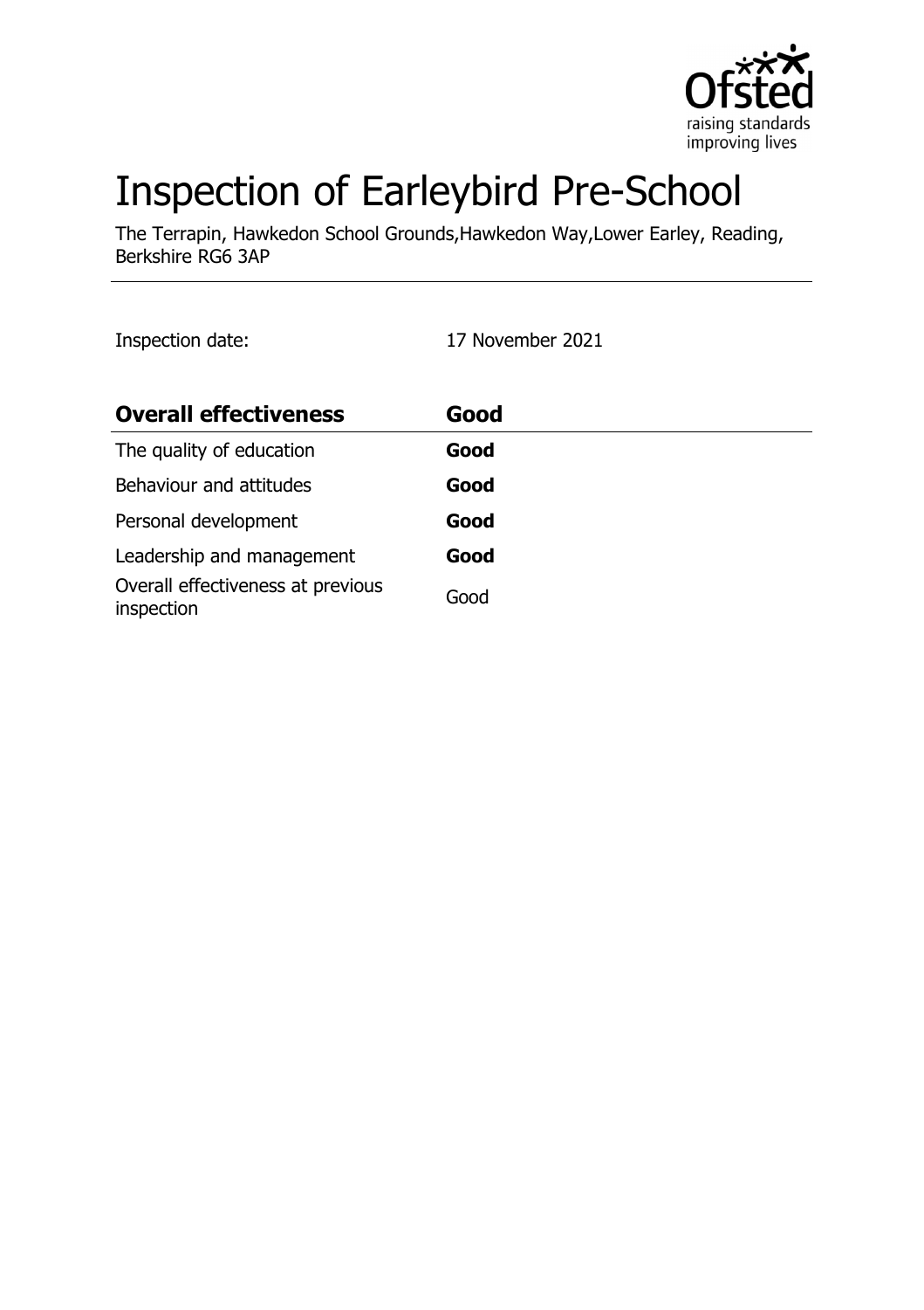# Inspection of Earleybird Pre-School

The Terrapin, Hawkedon School Grounds,Hawkedon Way,Lower Earley, Reading, Berkshire RG6 3AP

Inspection date: 17 November 2021

| **Overall effectiveness** | **Good** |
| --- | --- |
| The quality of education | **Good** |
| Behaviour and attitudes | **Good** |
| Personal development | **Good** |
| Leadership and management | **Good** |
| Overall effectiveness at previous inspection | Good |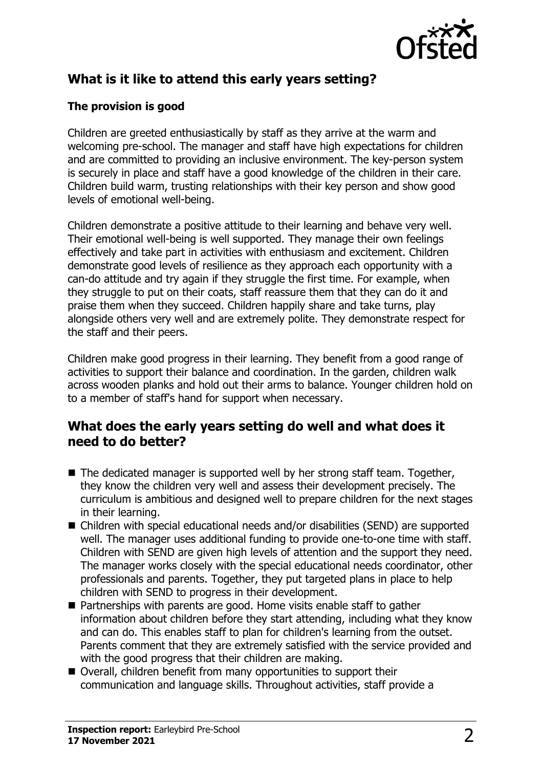## What is it like to attend this early years setting?

### The provision is good

Children are greeted enthusiastically by staff as they arrive at the warm and welcoming pre-school. The manager and staff have high expectations for children and are committed to providing an inclusive environment. The key-person system is securely in place and staff have a good knowledge of the children in their care. Children build warm, trusting relationships with their key person and show good levels of emotional well-being.

Children demonstrate a positive attitude to their learning and behave very well. Their emotional well-being is well supported. They manage their own feelings effectively and take part in activities with enthusiasm and excitement. Children demonstrate good levels of resilience as they approach each opportunity with a can-do attitude and try again if they struggle the first time. For example, when they struggle to put on their coats, staff reassure them that they can do it and praise them when they succeed. Children happily share and take turns, play alongside others very well and are extremely polite. They demonstrate respect for the staff and their peers.

Children make good progress in their learning. They benefit from a good range of activities to support their balance and coordination. In the garden, children walk across wooden planks and hold out their arms to balance. Younger children hold on to a member of staff's hand for support when necessary.

## What does the early years setting do well and what does it need to do better?

- The dedicated manager is supported well by her strong staff team. Together, they know the children very well and assess their development precisely. The curriculum is ambitious and designed well to prepare children for the next stages in their learning.
- Children with special educational needs and/or disabilities (SEND) are supported well. The manager uses additional funding to provide one-to-one time with staff. Children with SEND are given high levels of attention and the support they need. The manager works closely with the special educational needs coordinator, other professionals and parents. Together, they put targeted plans in place to help children with SEND to progress in their development.
- Partnerships with parents are good. Home visits enable staff to gather information about children before they start attending, including what they know and can do. This enables staff to plan for children's learning from the outset. Parents comment that they are extremely satisfied with the service provided and with the good progress that their children are making.
- Overall, children benefit from many opportunities to support their communication and language skills. Throughout activities, staff provide a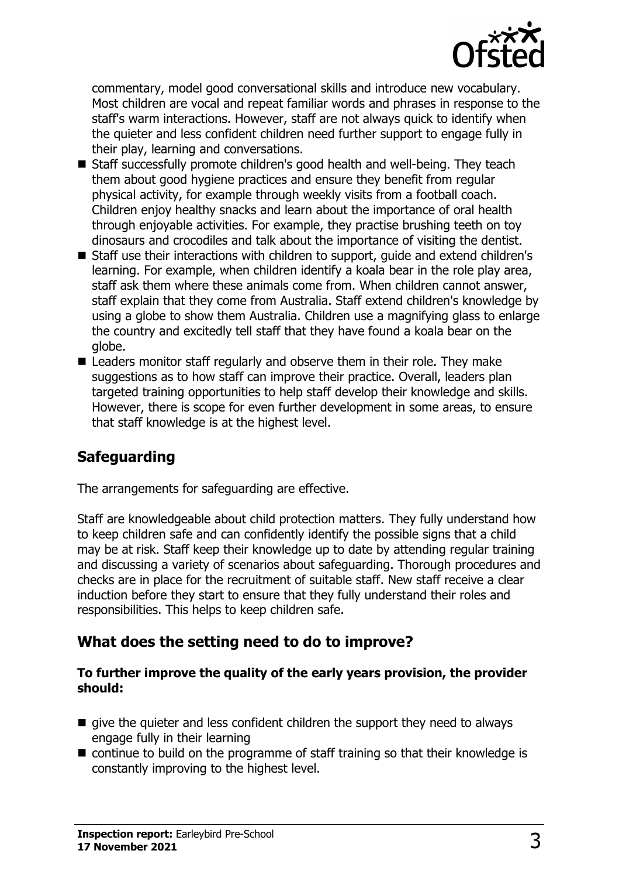commentary, model good conversational skills and introduce new vocabulary. Most children are vocal and repeat familiar words and phrases in response to the staff's warm interactions. However, staff are not always quick to identify when the quieter and less confident children need further support to engage fully in their play, learning and conversations.

- Staff successfully promote children's good health and well-being. They teach them about good hygiene practices and ensure they benefit from regular physical activity, for example through weekly visits from a football coach. Children enjoy healthy snacks and learn about the importance of oral health through enjoyable activities. For example, they practise brushing teeth on toy dinosaurs and crocodiles and talk about the importance of visiting the dentist.
- Staff use their interactions with children to support, guide and extend children's learning. For example, when children identify a koala bear in the role play area, staff ask them where these animals come from. When children cannot answer, staff explain that they come from Australia. Staff extend children's knowledge by using a globe to show them Australia. Children use a magnifying glass to enlarge the country and excitedly tell staff that they have found a koala bear on the globe.
- Leaders monitor staff regularly and observe them in their role. They make suggestions as to how staff can improve their practice. Overall, leaders plan targeted training opportunities to help staff develop their knowledge and skills. However, there is scope for even further development in some areas, to ensure that staff knowledge is at the highest level.

## Safeguarding

The arrangements for safeguarding are effective.

Staff are knowledgeable about child protection matters. They fully understand how to keep children safe and can confidently identify the possible signs that a child may be at risk. Staff keep their knowledge up to date by attending regular training and discussing a variety of scenarios about safeguarding. Thorough procedures and checks are in place for the recruitment of suitable staff. New staff receive a clear induction before they start to ensure that they fully understand their roles and responsibilities. This helps to keep children safe.

## What does the setting need to do to improve?

**To further improve the quality of the early years provision, the provider should:**

- give the quieter and less confident children the support they need to always engage fully in their learning
- continue to build on the programme of staff training so that their knowledge is constantly improving to the highest level.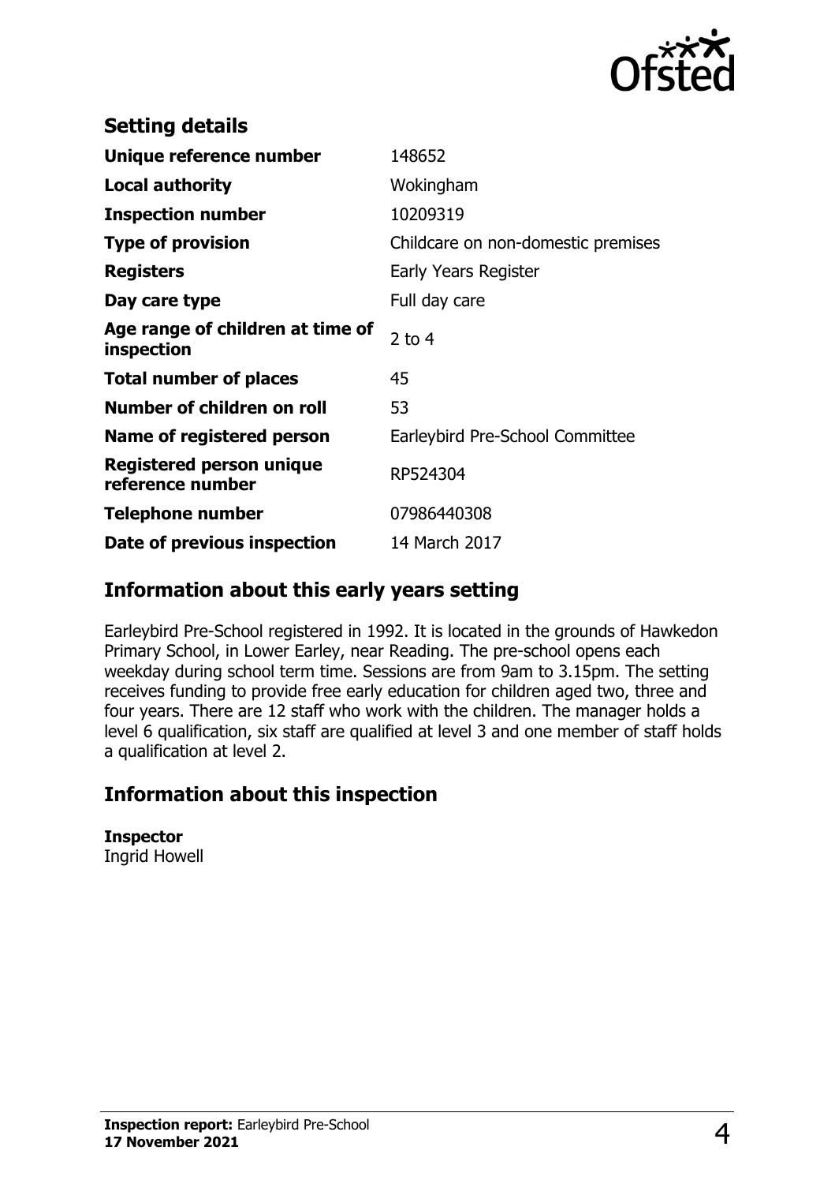## Setting details

| | |
|---|---|
| **Unique reference number** | 148652 |
| **Local authority** | Wokingham |
| **Inspection number** | 10209319 |
| **Type of provision** | Childcare on non-domestic premises |
| **Registers** | Early Years Register |
| **Day care type** | Full day care |
| **Age range of children at time of inspection** | 2 to 4 |
| **Total number of places** | 45 |
| **Number of children on roll** | 53 |
| **Name of registered person** | Earleybird Pre-School Committee |
| **Registered person unique reference number** | RP524304 |
| **Telephone number** | 07986440308 |
| **Date of previous inspection** | 14 March 2017 |

## Information about this early years setting

Earleybird Pre-School registered in 1992. It is located in the grounds of Hawkedon Primary School, in Lower Earley, near Reading. The pre-school opens each weekday during school term time. Sessions are from 9am to 3.15pm. The setting receives funding to provide free early education for children aged two, three and four years. There are 12 staff who work with the children. The manager holds a level 6 qualification, six staff are qualified at level 3 and one member of staff holds a qualification at level 2.

## Information about this inspection

**Inspector**
Ingrid Howell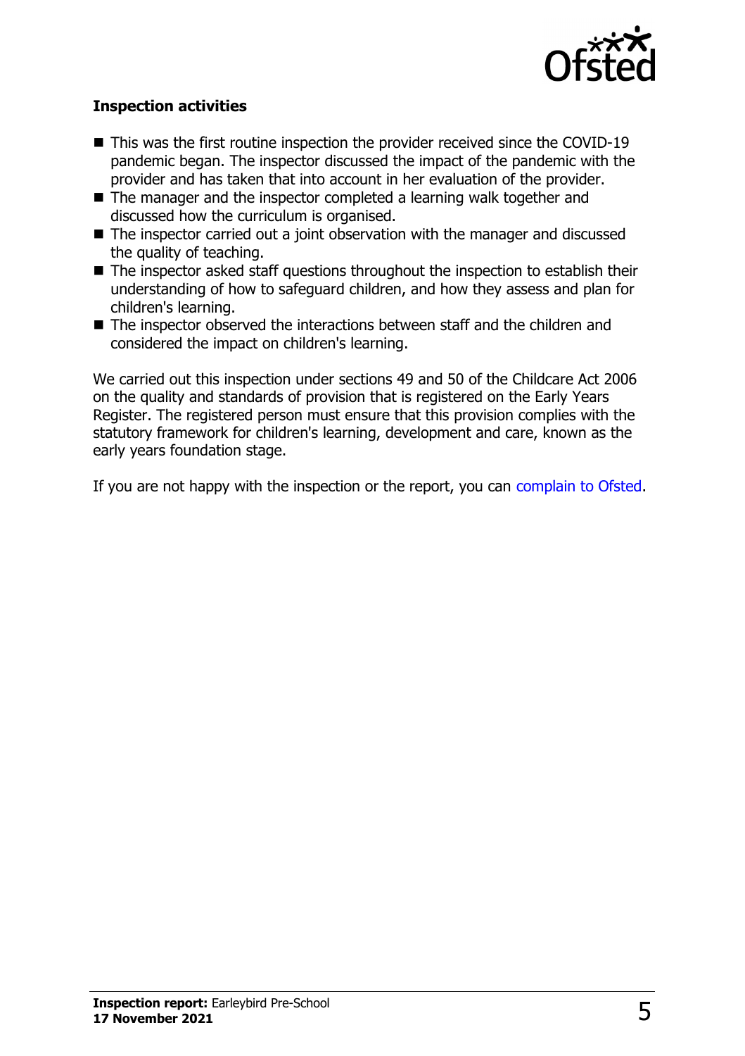### Inspection activities

- This was the first routine inspection the provider received since the COVID-19 pandemic began. The inspector discussed the impact of the pandemic with the provider and has taken that into account in her evaluation of the provider.
- The manager and the inspector completed a learning walk together and discussed how the curriculum is organised.
- The inspector carried out a joint observation with the manager and discussed the quality of teaching.
- The inspector asked staff questions throughout the inspection to establish their understanding of how to safeguard children, and how they assess and plan for children's learning.
- The inspector observed the interactions between staff and the children and considered the impact on children's learning.

We carried out this inspection under sections 49 and 50 of the Childcare Act 2006 on the quality and standards of provision that is registered on the Early Years Register. The registered person must ensure that this provision complies with the statutory framework for children's learning, development and care, known as the early years foundation stage.

If you are not happy with the inspection or the report, you can complain to Ofsted.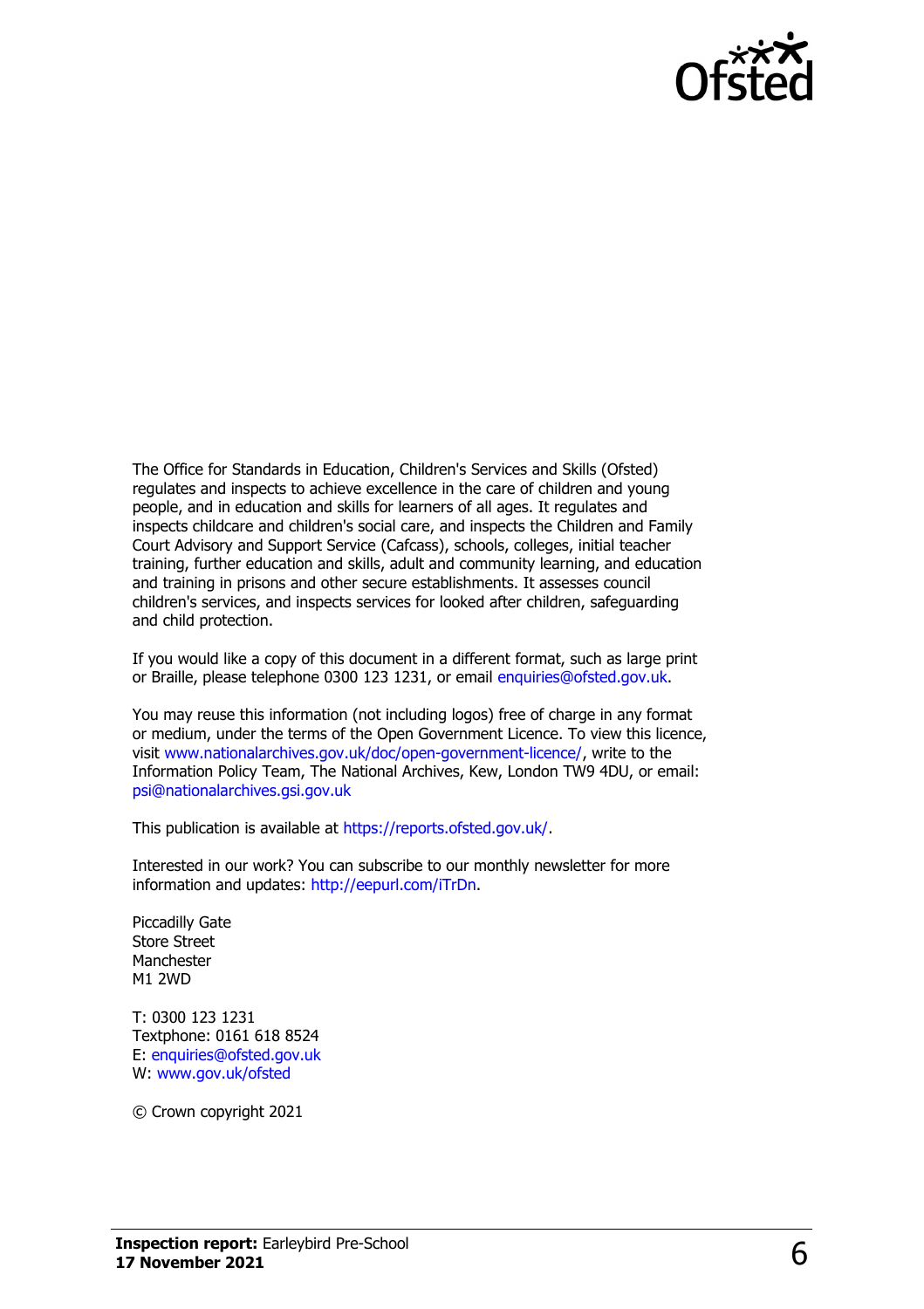The Office for Standards in Education, Children's Services and Skills (Ofsted) regulates and inspects to achieve excellence in the care of children and young people, and in education and skills for learners of all ages. It regulates and inspects childcare and children's social care, and inspects the Children and Family Court Advisory and Support Service (Cafcass), schools, colleges, initial teacher training, further education and skills, adult and community learning, and education and training in prisons and other secure establishments. It assesses council children's services, and inspects services for looked after children, safeguarding and child protection.

If you would like a copy of this document in a different format, such as large print or Braille, please telephone 0300 123 1231, or email enquiries@ofsted.gov.uk.

You may reuse this information (not including logos) free of charge in any format or medium, under the terms of the Open Government Licence. To view this licence, visit www.nationalarchives.gov.uk/doc/open-government-licence/, write to the Information Policy Team, The National Archives, Kew, London TW9 4DU, or email: psi@nationalarchives.gsi.gov.uk

This publication is available at https://reports.ofsted.gov.uk/.

Interested in our work? You can subscribe to our monthly newsletter for more information and updates: http://eepurl.com/iTrDn.

Piccadilly Gate
Store Street
Manchester
M1 2WD

T: 0300 123 1231
Textphone: 0161 618 8524
E: enquiries@ofsted.gov.uk
W: www.gov.uk/ofsted

© Crown copyright 2021